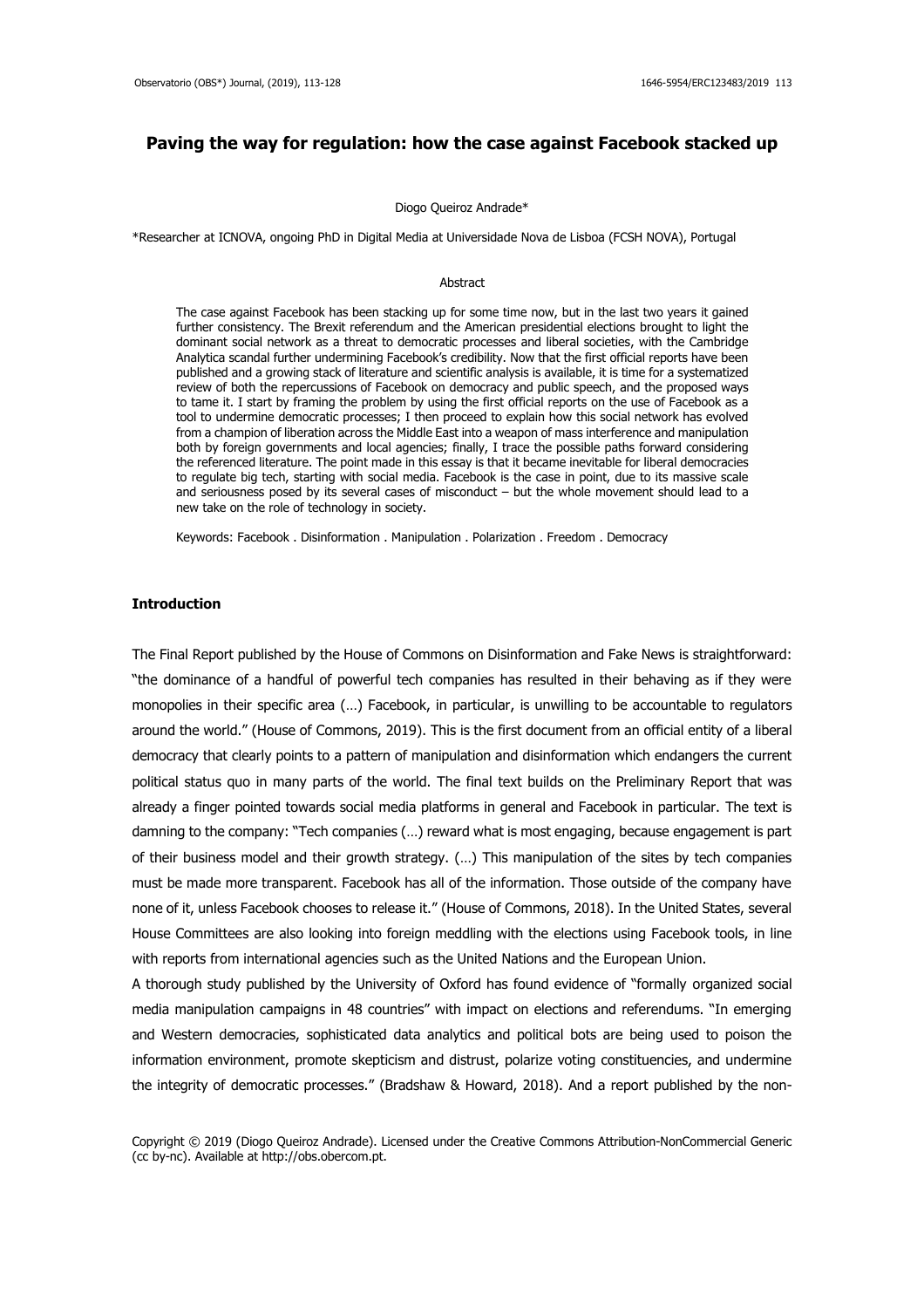# Paving the way for regulation: how the case against Facebook stacked up

Diogo Queiroz Andrade*

*Researcher at ICNOVA, ongoing PhD in Digital Media at Universidade Nova de Lisboa (FCSH NOVA), Portugal

## Abstract

The case against Facebook has been stacking up for some time now, but in the last two years it gained further consistency. The Brexit referendum and the American presidential elections brought to light the dominant social network as a threat to democratic processes and liberal societies, with the Cambridge Analytica scandal further undermining Facebook's credibility. Now that the first official reports have been published and a growing stack of literature and scientific analysis is available, it is time for a systematized review of both the repercussions of Facebook on democracy and public speech, and the proposed ways to tame it. I start by framing the problem by using the first official reports on the use of Facebook as a tool to undermine democratic processes; I then proceed to explain how this social network has evolved from a champion of liberation across the Middle East into a weapon of mass interference and manipulation both by foreign governments and local agencies; finally, I trace the possible paths forward considering the referenced literature. The point made in this essay is that it became inevitable for liberal democracies to regulate big tech, starting with social media. Facebook is the case in point, due to its massive scale and seriousness posed by its several cases of misconduct – but the whole movement should lead to a new take on the role of technology in society.

Keywords: Facebook . Disinformation . Manipulation . Polarization . Freedom . Democracy

## Introduction

The Final Report published by the House of Commons on Disinformation and Fake News is straightforward: "the dominance of a handful of powerful tech companies has resulted in their behaving as if they were monopolies in their specific area (…) Facebook, in particular, is unwilling to be accountable to regulators around the world." (House of Commons, 2019). This is the first document from an official entity of a liberal democracy that clearly points to a pattern of manipulation and disinformation which endangers the current political status quo in many parts of the world. The final text builds on the Preliminary Report that was already a finger pointed towards social media platforms in general and Facebook in particular. The text is damning to the company: "Tech companies (…) reward what is most engaging, because engagement is part of their business model and their growth strategy. (…) This manipulation of the sites by tech companies must be made more transparent. Facebook has all of the information. Those outside of the company have none of it, unless Facebook chooses to release it." (House of Commons, 2018). In the United States, several House Committees are also looking into foreign meddling with the elections using Facebook tools, in line with reports from international agencies such as the United Nations and the European Union.

A thorough study published by the University of Oxford has found evidence of "formally organized social media manipulation campaigns in 48 countries" with impact on elections and referendums. "In emerging and Western democracies, sophisticated data analytics and political bots are being used to poison the information environment, promote skepticism and distrust, polarize voting constituencies, and undermine the integrity of democratic processes." (Bradshaw & Howard, 2018). And a report published by the non-

Copyright © 2019 (Diogo Queiroz Andrade). Licensed under the Creative Commons Attribution-NonCommercial Generic (cc by-nc). Available at http://obs.obercom.pt.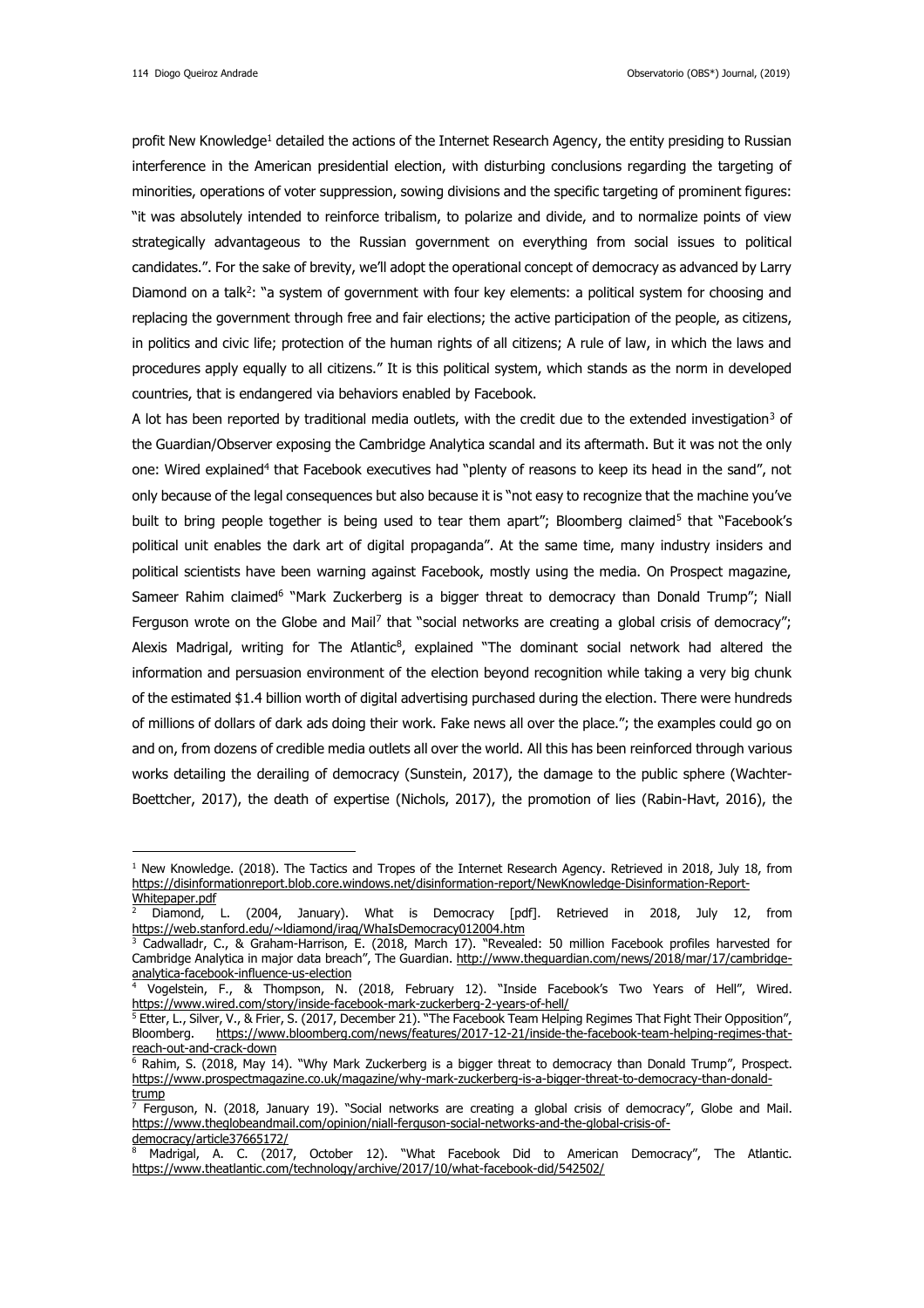profit New Knowledge[1] detailed the actions of the Internet Research Agency, the entity presiding to Russian interference in the American presidential election, with disturbing conclusions regarding the targeting of minorities, operations of voter suppression, sowing divisions and the specific targeting of prominent figures: "it was absolutely intended to reinforce tribalism, to polarize and divide, and to normalize points of view strategically advantageous to the Russian government on everything from social issues to political candidates.". For the sake of brevity, we'll adopt the operational concept of democracy as advanced by Larry Diamond on a talk[2]: "a system of government with four key elements: a political system for choosing and replacing the government through free and fair elections; the active participation of the people, as citizens, in politics and civic life; protection of the human rights of all citizens; A rule of law, in which the laws and procedures apply equally to all citizens." It is this political system, which stands as the norm in developed countries, that is endangered via behaviors enabled by Facebook.

A lot has been reported by traditional media outlets, with the credit due to the extended investigation[3] of the Guardian/Observer exposing the Cambridge Analytica scandal and its aftermath. But it was not the only one: Wired explained[4] that Facebook executives had "plenty of reasons to keep its head in the sand", not only because of the legal consequences but also because it is "not easy to recognize that the machine you've built to bring people together is being used to tear them apart"; Bloomberg claimed[5] that "Facebook's political unit enables the dark art of digital propaganda". At the same time, many industry insiders and political scientists have been warning against Facebook, mostly using the media. On Prospect magazine, Sameer Rahim claimed[6] "Mark Zuckerberg is a bigger threat to democracy than Donald Trump"; Niall Ferguson wrote on the Globe and Mail[7] that "social networks are creating a global crisis of democracy"; Alexis Madrigal, writing for The Atlantic[8], explained "The dominant social network had altered the information and persuasion environment of the election beyond recognition while taking a very big chunk of the estimated $1.4 billion worth of digital advertising purchased during the election. There were hundreds of millions of dollars of dark ads doing their work. Fake news all over the place."; the examples could go on and on, from dozens of credible media outlets all over the world. All this has been reinforced through various works detailing the derailing of democracy (Sunstein, 2017), the damage to the public sphere (Wachter-Boettcher, 2017), the death of expertise (Nichols, 2017), the promotion of lies (Rabin-Havt, 2016), the

---

[1] New Knowledge. (2018). The Tactics and Tropes of the Internet Research Agency. Retrieved in 2018, July 18, from https://disinformationreport.blob.core.windows.net/disinformation-report/NewKnowledge-Disinformation-Report-Whitepaper.pdf

[2] Diamond, L. (2004, January). What is Democracy [pdf]. Retrieved in 2018, July 12, from https://web.stanford.edu/~ldiamond/iraq/WhaIsDemocracy012004.htm

[3] Cadwalladr, C., & Graham-Harrison, E. (2018, March 17). "Revealed: 50 million Facebook profiles harvested for Cambridge Analytica in major data breach", The Guardian. http://www.theguardian.com/news/2018/mar/17/cambridge-analytica-facebook-influence-us-election

[4] Vogelstein, F., & Thompson, N. (2018, February 12). "Inside Facebook's Two Years of Hell", Wired. https://www.wired.com/story/inside-facebook-mark-zuckerberg-2-years-of-hell/

[5] Etter, L., Silver, V., & Frier, S. (2017, December 21). "The Facebook Team Helping Regimes That Fight Their Opposition", Bloomberg. https://www.bloomberg.com/news/features/2017-12-21/inside-the-facebook-team-helping-regimes-that-reach-out-and-crack-down

[6] Rahim, S. (2018, May 14). "Why Mark Zuckerberg is a bigger threat to democracy than Donald Trump", Prospect. https://www.prospectmagazine.co.uk/magazine/why-mark-zuckerberg-is-a-bigger-threat-to-democracy-than-donald-trump

[7] Ferguson, N. (2018, January 19). "Social networks are creating a global crisis of democracy", Globe and Mail. https://www.theglobeandmail.com/opinion/niall-ferguson-social-networks-and-the-global-crisis-of-democracy/article37665172/

[8] Madrigal, A. C. (2017, October 12). "What Facebook Did to American Democracy", The Atlantic. https://www.theatlantic.com/technology/archive/2017/10/what-facebook-did/542502/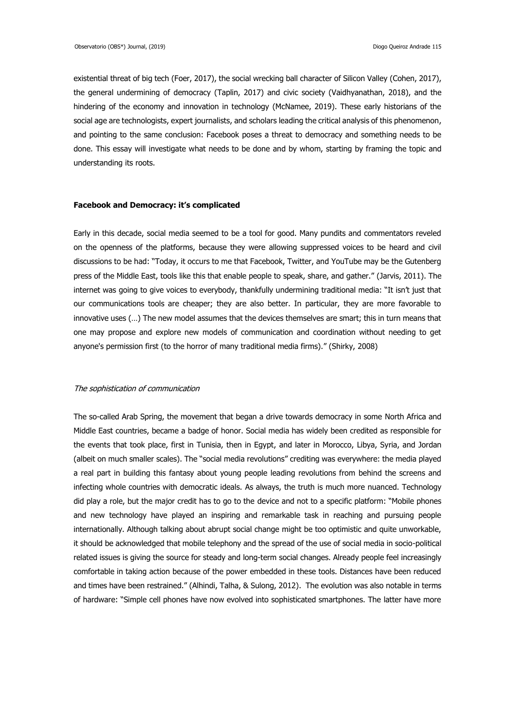existential threat of big tech (Foer, 2017), the social wrecking ball character of Silicon Valley (Cohen, 2017), the general undermining of democracy (Taplin, 2017) and civic society (Vaidhyanathan, 2018), and the hindering of the economy and innovation in technology (McNamee, 2019). These early historians of the social age are technologists, expert journalists, and scholars leading the critical analysis of this phenomenon, and pointing to the same conclusion: Facebook poses a threat to democracy and something needs to be done. This essay will investigate what needs to be done and by whom, starting by framing the topic and understanding its roots.

## Facebook and Democracy: it's complicated

Early in this decade, social media seemed to be a tool for good. Many pundits and commentators reveled on the openness of the platforms, because they were allowing suppressed voices to be heard and civil discussions to be had: "Today, it occurs to me that Facebook, Twitter, and YouTube may be the Gutenberg press of the Middle East, tools like this that enable people to speak, share, and gather." (Jarvis, 2011). The internet was going to give voices to everybody, thankfully undermining traditional media: "It isn't just that our communications tools are cheaper; they are also better. In particular, they are more favorable to innovative uses (…) The new model assumes that the devices themselves are smart; this in turn means that one may propose and explore new models of communication and coordination without needing to get anyone's permission first (to the horror of many traditional media firms)." (Shirky, 2008)

### *The sophistication of communication*

The so-called Arab Spring, the movement that began a drive towards democracy in some North Africa and Middle East countries, became a badge of honor. Social media has widely been credited as responsible for the events that took place, first in Tunisia, then in Egypt, and later in Morocco, Libya, Syria, and Jordan (albeit on much smaller scales). The "social media revolutions" crediting was everywhere: the media played a real part in building this fantasy about young people leading revolutions from behind the screens and infecting whole countries with democratic ideals. As always, the truth is much more nuanced. Technology did play a role, but the major credit has to go to the device and not to a specific platform: "Mobile phones and new technology have played an inspiring and remarkable task in reaching and pursuing people internationally. Although talking about abrupt social change might be too optimistic and quite unworkable, it should be acknowledged that mobile telephony and the spread of the use of social media in socio-political related issues is giving the source for steady and long-term social changes. Already people feel increasingly comfortable in taking action because of the power embedded in these tools. Distances have been reduced and times have been restrained." (Alhindi, Talha, & Sulong, 2012). The evolution was also notable in terms of hardware: "Simple cell phones have now evolved into sophisticated smartphones. The latter have more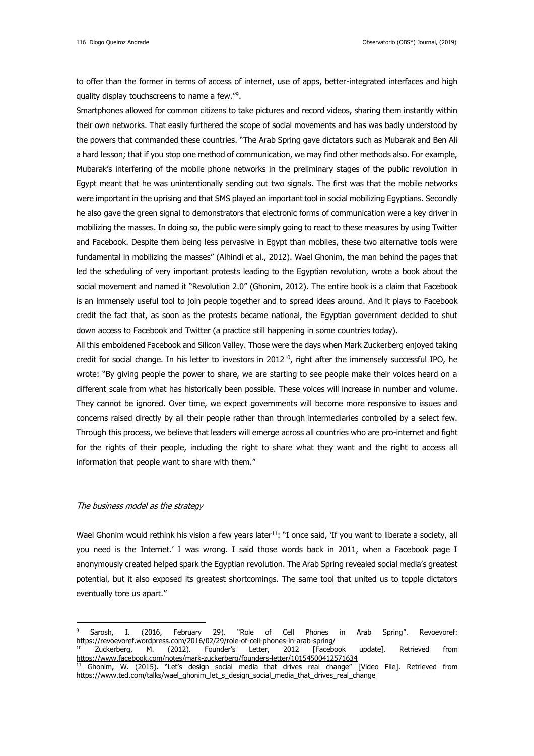to offer than the former in terms of access of internet, use of apps, better-integrated interfaces and high quality display touchscreens to name a few."[9].

Smartphones allowed for common citizens to take pictures and record videos, sharing them instantly within their own networks. That easily furthered the scope of social movements and has was badly understood by the powers that commanded these countries. "The Arab Spring gave dictators such as Mubarak and Ben Ali a hard lesson; that if you stop one method of communication, we may find other methods also. For example, Mubarak's interfering of the mobile phone networks in the preliminary stages of the public revolution in Egypt meant that he was unintentionally sending out two signals. The first was that the mobile networks were important in the uprising and that SMS played an important tool in social mobilizing Egyptians. Secondly he also gave the green signal to demonstrators that electronic forms of communication were a key driver in mobilizing the masses. In doing so, the public were simply going to react to these measures by using Twitter and Facebook. Despite them being less pervasive in Egypt than mobiles, these two alternative tools were fundamental in mobilizing the masses" (Alhindi et al., 2012). Wael Ghonim, the man behind the pages that led the scheduling of very important protests leading to the Egyptian revolution, wrote a book about the social movement and named it "Revolution 2.0" (Ghonim, 2012). The entire book is a claim that Facebook is an immensely useful tool to join people together and to spread ideas around. And it plays to Facebook credit the fact that, as soon as the protests became national, the Egyptian government decided to shut down access to Facebook and Twitter (a practice still happening in some countries today).

All this emboldened Facebook and Silicon Valley. Those were the days when Mark Zuckerberg enjoyed taking credit for social change. In his letter to investors in 2012[10], right after the immensely successful IPO, he wrote: "By giving people the power to share, we are starting to see people make their voices heard on a different scale from what has historically been possible. These voices will increase in number and volume. They cannot be ignored. Over time, we expect governments will become more responsive to issues and concerns raised directly by all their people rather than through intermediaries controlled by a select few. Through this process, we believe that leaders will emerge across all countries who are pro-internet and fight for the rights of their people, including the right to share what they want and the right to access all information that people want to share with them."

### *The business model as the strategy*

Wael Ghonim would rethink his vision a few years later[11]: "I once said, 'If you want to liberate a society, all you need is the Internet.' I was wrong. I said those words back in 2011, when a Facebook page I anonymously created helped spark the Egyptian revolution. The Arab Spring revealed social media's greatest potential, but it also exposed its greatest shortcomings. The same tool that united us to topple dictators eventually tore us apart."

---

[9] Sarosh, I. (2016, February 29). "Role of Cell Phones in Arab Spring". Revoevoref: https://revoevoref.wordpress.com/2016/02/29/role-of-cell-phones-in-arab-spring/

[10] Zuckerberg, M. (2012). Founder's Letter, 2012 [Facebook update]. Retrieved from https://www.facebook.com/notes/mark-zuckerberg/founders-letter/10154500412571634

[11] Ghonim, W. (2015). "Let's design social media that drives real change" [Video File]. Retrieved from https://www.ted.com/talks/wael_ghonim_let_s_design_social_media_that_drives_real_change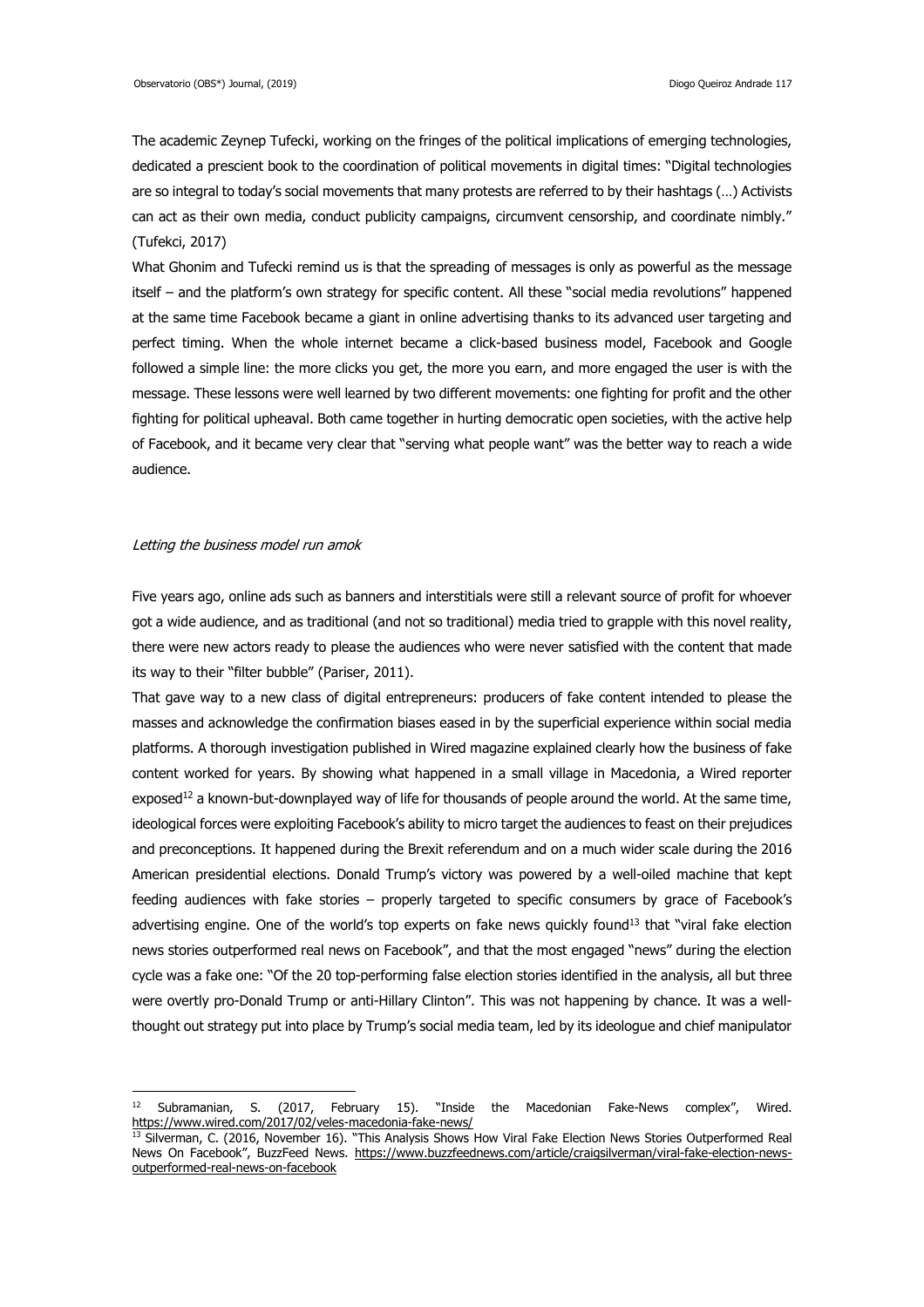The academic Zeynep Tufecki, working on the fringes of the political implications of emerging technologies, dedicated a prescient book to the coordination of political movements in digital times: "Digital technologies are so integral to today's social movements that many protests are referred to by their hashtags (…) Activists can act as their own media, conduct publicity campaigns, circumvent censorship, and coordinate nimbly." (Tufekci, 2017)

What Ghonim and Tufecki remind us is that the spreading of messages is only as powerful as the message itself – and the platform's own strategy for specific content. All these "social media revolutions" happened at the same time Facebook became a giant in online advertising thanks to its advanced user targeting and perfect timing. When the whole internet became a click-based business model, Facebook and Google followed a simple line: the more clicks you get, the more you earn, and more engaged the user is with the message. These lessons were well learned by two different movements: one fighting for profit and the other fighting for political upheaval. Both came together in hurting democratic open societies, with the active help of Facebook, and it became very clear that "serving what people want" was the better way to reach a wide audience.

### *Letting the business model run amok*

Five years ago, online ads such as banners and interstitials were still a relevant source of profit for whoever got a wide audience, and as traditional (and not so traditional) media tried to grapple with this novel reality, there were new actors ready to please the audiences who were never satisfied with the content that made its way to their "filter bubble" (Pariser, 2011).

That gave way to a new class of digital entrepreneurs: producers of fake content intended to please the masses and acknowledge the confirmation biases eased in by the superficial experience within social media platforms. A thorough investigation published in Wired magazine explained clearly how the business of fake content worked for years. By showing what happened in a small village in Macedonia, a Wired reporter exposed[12] a known-but-downplayed way of life for thousands of people around the world. At the same time, ideological forces were exploiting Facebook's ability to micro target the audiences to feast on their prejudices and preconceptions. It happened during the Brexit referendum and on a much wider scale during the 2016 American presidential elections. Donald Trump's victory was powered by a well-oiled machine that kept feeding audiences with fake stories – properly targeted to specific consumers by grace of Facebook's advertising engine. One of the world's top experts on fake news quickly found[13] that "viral fake election news stories outperformed real news on Facebook", and that the most engaged "news" during the election cycle was a fake one: "Of the 20 top-performing false election stories identified in the analysis, all but three were overtly pro-Donald Trump or anti-Hillary Clinton". This was not happening by chance. It was a well-thought out strategy put into place by Trump's social media team, led by its ideologue and chief manipulator

---

[12] Subramanian, S. (2017, February 15). "Inside the Macedonian Fake-News complex", Wired. https://www.wired.com/2017/02/veles-macedonia-fake-news/

[13] Silverman, C. (2016, November 16). "This Analysis Shows How Viral Fake Election News Stories Outperformed Real News On Facebook", BuzzFeed News. https://www.buzzfeednews.com/article/craigsilverman/viral-fake-election-news-outperformed-real-news-on-facebook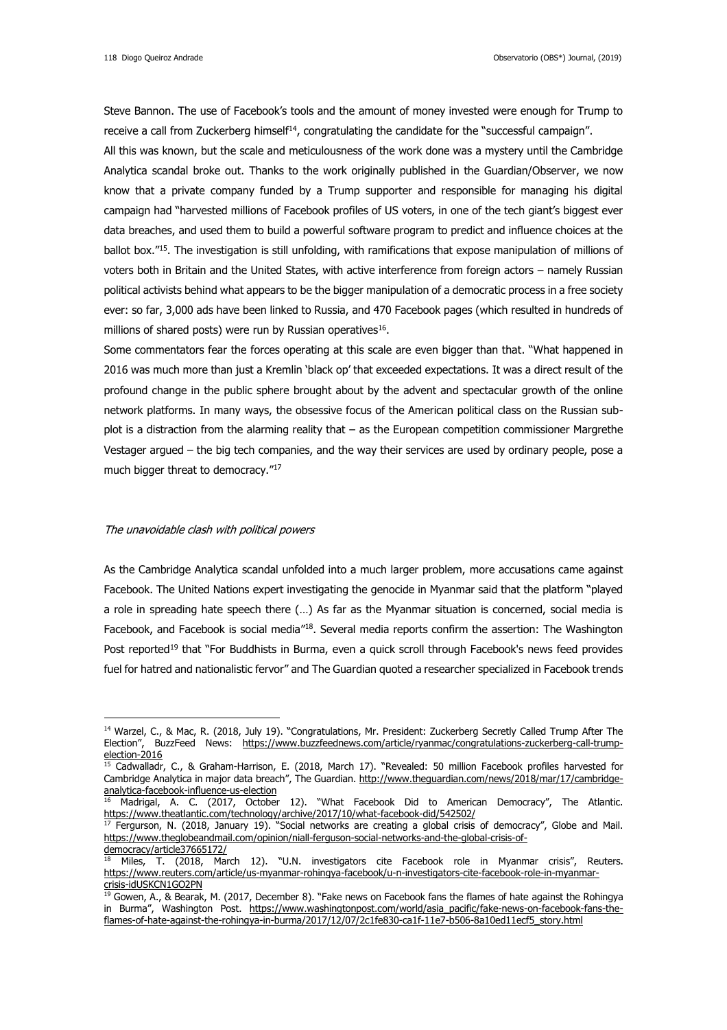Steve Bannon. The use of Facebook's tools and the amount of money invested were enough for Trump to receive a call from Zuckerberg himself[14], congratulating the candidate for the "successful campaign".

All this was known, but the scale and meticulousness of the work done was a mystery until the Cambridge Analytica scandal broke out. Thanks to the work originally published in the Guardian/Observer, we now know that a private company funded by a Trump supporter and responsible for managing his digital campaign had "harvested millions of Facebook profiles of US voters, in one of the tech giant's biggest ever data breaches, and used them to build a powerful software program to predict and influence choices at the ballot box."[15]. The investigation is still unfolding, with ramifications that expose manipulation of millions of voters both in Britain and the United States, with active interference from foreign actors – namely Russian political activists behind what appears to be the bigger manipulation of a democratic process in a free society ever: so far, 3,000 ads have been linked to Russia, and 470 Facebook pages (which resulted in hundreds of millions of shared posts) were run by Russian operatives[16].

Some commentators fear the forces operating at this scale are even bigger than that. "What happened in 2016 was much more than just a Kremlin 'black op' that exceeded expectations. It was a direct result of the profound change in the public sphere brought about by the advent and spectacular growth of the online network platforms. In many ways, the obsessive focus of the American political class on the Russian sub-plot is a distraction from the alarming reality that – as the European competition commissioner Margrethe Vestager argued – the big tech companies, and the way their services are used by ordinary people, pose a much bigger threat to democracy."[17]

*The unavoidable clash with political powers*

As the Cambridge Analytica scandal unfolded into a much larger problem, more accusations came against Facebook. The United Nations expert investigating the genocide in Myanmar said that the platform "played a role in spreading hate speech there (…) As far as the Myanmar situation is concerned, social media is Facebook, and Facebook is social media"[18]. Several media reports confirm the assertion: The Washington Post reported[19] that "For Buddhists in Burma, even a quick scroll through Facebook's news feed provides fuel for hatred and nationalistic fervor" and The Guardian quoted a researcher specialized in Facebook trends

---

[14] Warzel, C., & Mac, R. (2018, July 19). "Congratulations, Mr. President: Zuckerberg Secretly Called Trump After The Election", BuzzFeed News: https://www.buzzfeednews.com/article/ryanmac/congratulations-zuckerberg-call-trump-election-2016

[15] Cadwalladr, C., & Graham-Harrison, E. (2018, March 17). "Revealed: 50 million Facebook profiles harvested for Cambridge Analytica in major data breach", The Guardian. http://www.theguardian.com/news/2018/mar/17/cambridge-analytica-facebook-influence-us-election

[16] Madrigal, A. C. (2017, October 12). "What Facebook Did to American Democracy", The Atlantic. https://www.theatlantic.com/technology/archive/2017/10/what-facebook-did/542502/

[17] Fergurson, N. (2018, January 19). "Social networks are creating a global crisis of democracy", Globe and Mail. https://www.theglobeandmail.com/opinion/niall-ferguson-social-networks-and-the-global-crisis-of-democracy/article37665172/

[18] Miles, T. (2018, March 12). "U.N. investigators cite Facebook role in Myanmar crisis", Reuters. https://www.reuters.com/article/us-myanmar-rohingya-facebook/u-n-investigators-cite-facebook-role-in-myanmar-crisis-idUSKCN1GO2PN

[19] Gowen, A., & Bearak, M. (2017, December 8). "Fake news on Facebook fans the flames of hate against the Rohingya in Burma", Washington Post. https://www.washingtonpost.com/world/asia_pacific/fake-news-on-facebook-fans-the-flames-of-hate-against-the-rohingya-in-burma/2017/12/07/2c1fe830-ca1f-11e7-b506-8a10ed11ecf5_story.html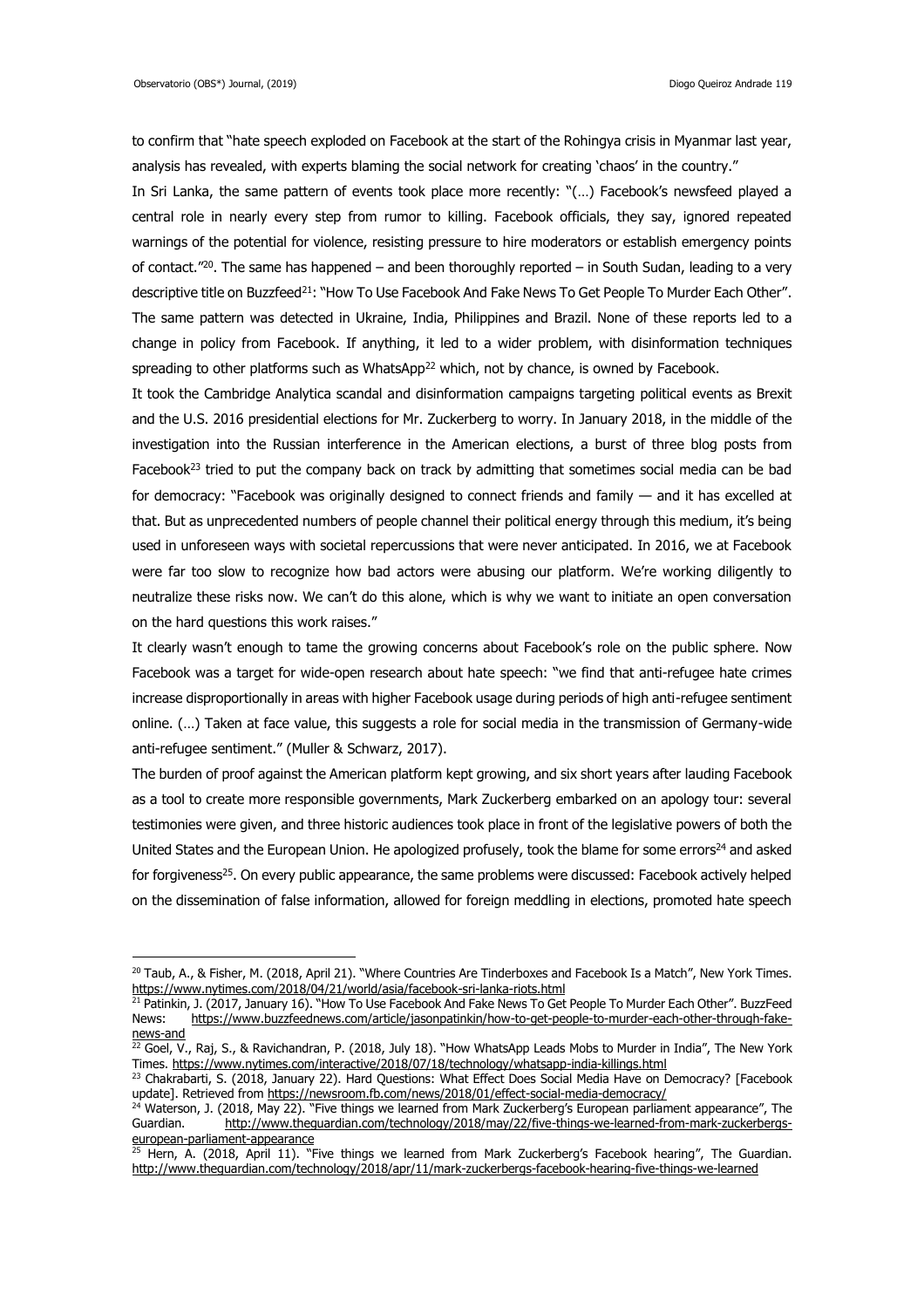to confirm that "hate speech exploded on Facebook at the start of the Rohingya crisis in Myanmar last year, analysis has revealed, with experts blaming the social network for creating 'chaos' in the country."

In Sri Lanka, the same pattern of events took place more recently: "(…) Facebook's newsfeed played a central role in nearly every step from rumor to killing. Facebook officials, they say, ignored repeated warnings of the potential for violence, resisting pressure to hire moderators or establish emergency points of contact."[20]. The same has happened – and been thoroughly reported – in South Sudan, leading to a very descriptive title on Buzzfeed[21]: "How To Use Facebook And Fake News To Get People To Murder Each Other". The same pattern was detected in Ukraine, India, Philippines and Brazil. None of these reports led to a change in policy from Facebook. If anything, it led to a wider problem, with disinformation techniques spreading to other platforms such as WhatsApp[22] which, not by chance, is owned by Facebook.

It took the Cambridge Analytica scandal and disinformation campaigns targeting political events as Brexit and the U.S. 2016 presidential elections for Mr. Zuckerberg to worry. In January 2018, in the middle of the investigation into the Russian interference in the American elections, a burst of three blog posts from Facebook[23] tried to put the company back on track by admitting that sometimes social media can be bad for democracy: "Facebook was originally designed to connect friends and family — and it has excelled at that. But as unprecedented numbers of people channel their political energy through this medium, it's being used in unforeseen ways with societal repercussions that were never anticipated. In 2016, we at Facebook were far too slow to recognize how bad actors were abusing our platform. We're working diligently to neutralize these risks now. We can't do this alone, which is why we want to initiate an open conversation on the hard questions this work raises."

It clearly wasn't enough to tame the growing concerns about Facebook's role on the public sphere. Now Facebook was a target for wide-open research about hate speech: "we find that anti-refugee hate crimes increase disproportionally in areas with higher Facebook usage during periods of high anti-refugee sentiment online. (…) Taken at face value, this suggests a role for social media in the transmission of Germany-wide anti-refugee sentiment." (Muller & Schwarz, 2017).

The burden of proof against the American platform kept growing, and six short years after lauding Facebook as a tool to create more responsible governments, Mark Zuckerberg embarked on an apology tour: several testimonies were given, and three historic audiences took place in front of the legislative powers of both the United States and the European Union. He apologized profusely, took the blame for some errors[24] and asked for forgiveness[25]. On every public appearance, the same problems were discussed: Facebook actively helped on the dissemination of false information, allowed for foreign meddling in elections, promoted hate speech

---

[20] Taub, A., & Fisher, M. (2018, April 21). "Where Countries Are Tinderboxes and Facebook Is a Match", New York Times. https://www.nytimes.com/2018/04/21/world/asia/facebook-sri-lanka-riots.html

[21] Patinkin, J. (2017, January 16). "How To Use Facebook And Fake News To Get People To Murder Each Other". BuzzFeed News: https://www.buzzfeednews.com/article/jasonpatinkin/how-to-get-people-to-murder-each-other-through-fake-news-and

[22] Goel, V., Raj, S., & Ravichandran, P. (2018, July 18). "How WhatsApp Leads Mobs to Murder in India", The New York Times. https://www.nytimes.com/interactive/2018/07/18/technology/whatsapp-india-killings.html

[23] Chakrabarti, S. (2018, January 22). Hard Questions: What Effect Does Social Media Have on Democracy? [Facebook update]. Retrieved from https://newsroom.fb.com/news/2018/01/effect-social-media-democracy/

[24] Waterson, J. (2018, May 22). "Five things we learned from Mark Zuckerberg's European parliament appearance", The Guardian. http://www.theguardian.com/technology/2018/may/22/five-things-we-learned-from-mark-zuckerbergs-european-parliament-appearance

[25] Hern, A. (2018, April 11). "Five things we learned from Mark Zuckerberg's Facebook hearing", The Guardian. http://www.theguardian.com/technology/2018/apr/11/mark-zuckerbergs-facebook-hearing-five-things-we-learned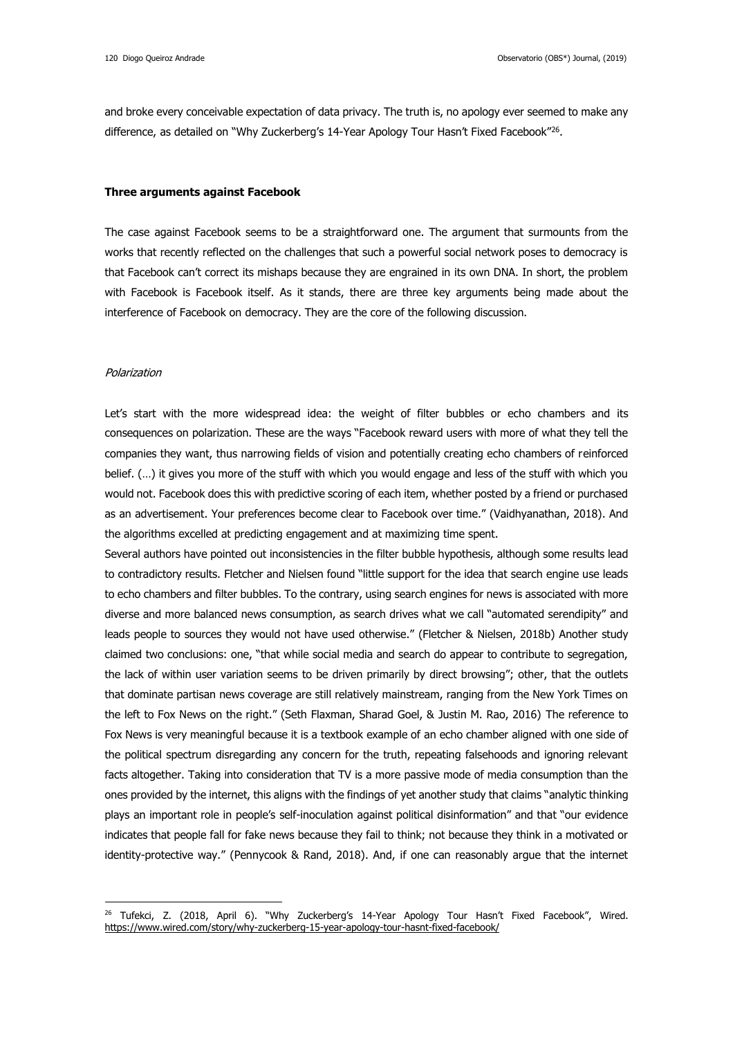and broke every conceivable expectation of data privacy. The truth is, no apology ever seemed to make any difference, as detailed on "Why Zuckerberg's 14-Year Apology Tour Hasn't Fixed Facebook"[26].

**Three arguments against Facebook**

The case against Facebook seems to be a straightforward one. The argument that surmounts from the works that recently reflected on the challenges that such a powerful social network poses to democracy is that Facebook can't correct its mishaps because they are engrained in its own DNA. In short, the problem with Facebook is Facebook itself. As it stands, there are three key arguments being made about the interference of Facebook on democracy. They are the core of the following discussion.

*Polarization*

Let's start with the more widespread idea: the weight of filter bubbles or echo chambers and its consequences on polarization. These are the ways "Facebook reward users with more of what they tell the companies they want, thus narrowing fields of vision and potentially creating echo chambers of reinforced belief. (…) it gives you more of the stuff with which you would engage and less of the stuff with which you would not. Facebook does this with predictive scoring of each item, whether posted by a friend or purchased as an advertisement. Your preferences become clear to Facebook over time." (Vaidhyanathan, 2018). And the algorithms excelled at predicting engagement and at maximizing time spent.

Several authors have pointed out inconsistencies in the filter bubble hypothesis, although some results lead to contradictory results. Fletcher and Nielsen found "little support for the idea that search engine use leads to echo chambers and filter bubbles. To the contrary, using search engines for news is associated with more diverse and more balanced news consumption, as search drives what we call "automated serendipity" and leads people to sources they would not have used otherwise." (Fletcher & Nielsen, 2018b) Another study claimed two conclusions: one, "that while social media and search do appear to contribute to segregation, the lack of within user variation seems to be driven primarily by direct browsing"; other, that the outlets that dominate partisan news coverage are still relatively mainstream, ranging from the New York Times on the left to Fox News on the right." (Seth Flaxman, Sharad Goel, & Justin M. Rao, 2016) The reference to Fox News is very meaningful because it is a textbook example of an echo chamber aligned with one side of the political spectrum disregarding any concern for the truth, repeating falsehoods and ignoring relevant facts altogether. Taking into consideration that TV is a more passive mode of media consumption than the ones provided by the internet, this aligns with the findings of yet another study that claims "analytic thinking plays an important role in people's self-inoculation against political disinformation" and that "our evidence indicates that people fall for fake news because they fail to think; not because they think in a motivated or identity-protective way." (Pennycook & Rand, 2018). And, if one can reasonably argue that the internet

---

[26] Tufekci, Z. (2018, April 6). "Why Zuckerberg's 14-Year Apology Tour Hasn't Fixed Facebook", Wired. https://www.wired.com/story/why-zuckerberg-15-year-apology-tour-hasnt-fixed-facebook/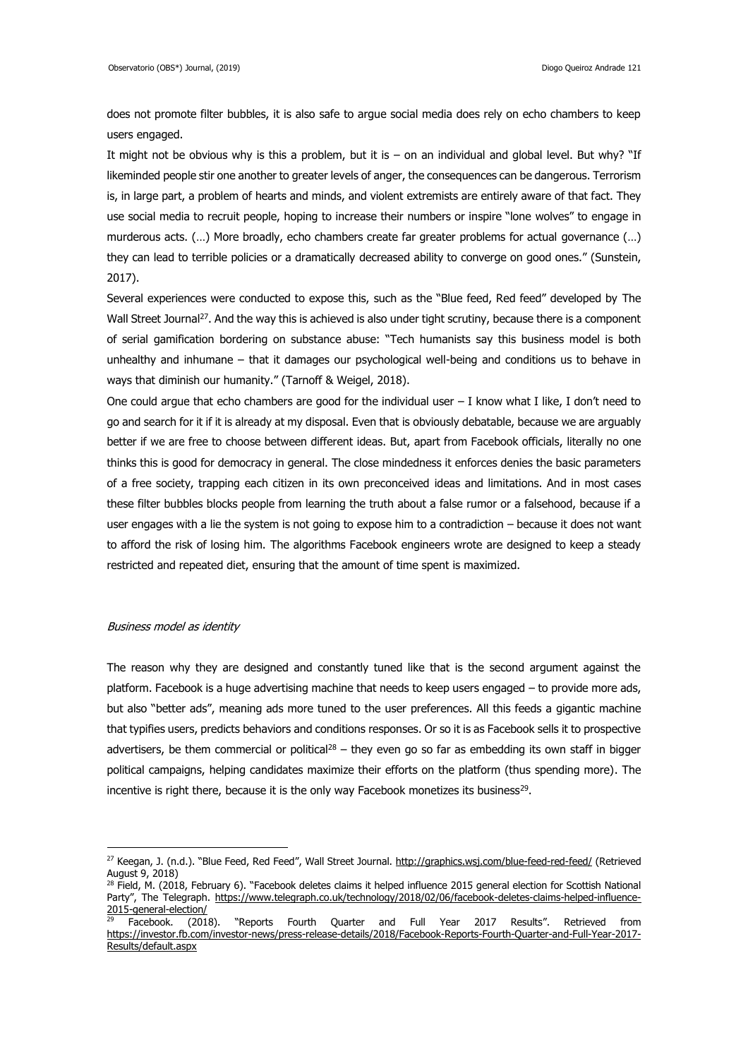does not promote filter bubbles, it is also safe to argue social media does rely on echo chambers to keep users engaged.

It might not be obvious why is this a problem, but it is – on an individual and global level. But why? "If likeminded people stir one another to greater levels of anger, the consequences can be dangerous. Terrorism is, in large part, a problem of hearts and minds, and violent extremists are entirely aware of that fact. They use social media to recruit people, hoping to increase their numbers or inspire "lone wolves" to engage in murderous acts. (…) More broadly, echo chambers create far greater problems for actual governance (…) they can lead to terrible policies or a dramatically decreased ability to converge on good ones." (Sunstein, 2017).

Several experiences were conducted to expose this, such as the "Blue feed, Red feed" developed by The Wall Street Journal[27]. And the way this is achieved is also under tight scrutiny, because there is a component of serial gamification bordering on substance abuse: "Tech humanists say this business model is both unhealthy and inhumane – that it damages our psychological well-being and conditions us to behave in ways that diminish our humanity." (Tarnoff & Weigel, 2018).

One could argue that echo chambers are good for the individual user – I know what I like, I don't need to go and search for it if it is already at my disposal. Even that is obviously debatable, because we are arguably better if we are free to choose between different ideas. But, apart from Facebook officials, literally no one thinks this is good for democracy in general. The close mindedness it enforces denies the basic parameters of a free society, trapping each citizen in its own preconceived ideas and limitations. And in most cases these filter bubbles blocks people from learning the truth about a false rumor or a falsehood, because if a user engages with a lie the system is not going to expose him to a contradiction – because it does not want to afford the risk of losing him. The algorithms Facebook engineers wrote are designed to keep a steady restricted and repeated diet, ensuring that the amount of time spent is maximized.

### *Business model as identity*

The reason why they are designed and constantly tuned like that is the second argument against the platform. Facebook is a huge advertising machine that needs to keep users engaged – to provide more ads, but also "better ads", meaning ads more tuned to the user preferences. All this feeds a gigantic machine that typifies users, predicts behaviors and conditions responses. Or so it is as Facebook sells it to prospective advertisers, be them commercial or political[28] – they even go so far as embedding its own staff in bigger political campaigns, helping candidates maximize their efforts on the platform (thus spending more). The incentive is right there, because it is the only way Facebook monetizes its business[29].

---

[27] Keegan, J. (n.d.). "Blue Feed, Red Feed", Wall Street Journal. http://graphics.wsj.com/blue-feed-red-feed/ (Retrieved August 9, 2018)

[28] Field, M. (2018, February 6). "Facebook deletes claims it helped influence 2015 general election for Scottish National Party", The Telegraph. https://www.telegraph.co.uk/technology/2018/02/06/facebook-deletes-claims-helped-influence-2015-general-election/

[29] Facebook. (2018). "Reports Fourth Quarter and Full Year 2017 Results". Retrieved from https://investor.fb.com/investor-news/press-release-details/2018/Facebook-Reports-Fourth-Quarter-and-Full-Year-2017-Results/default.aspx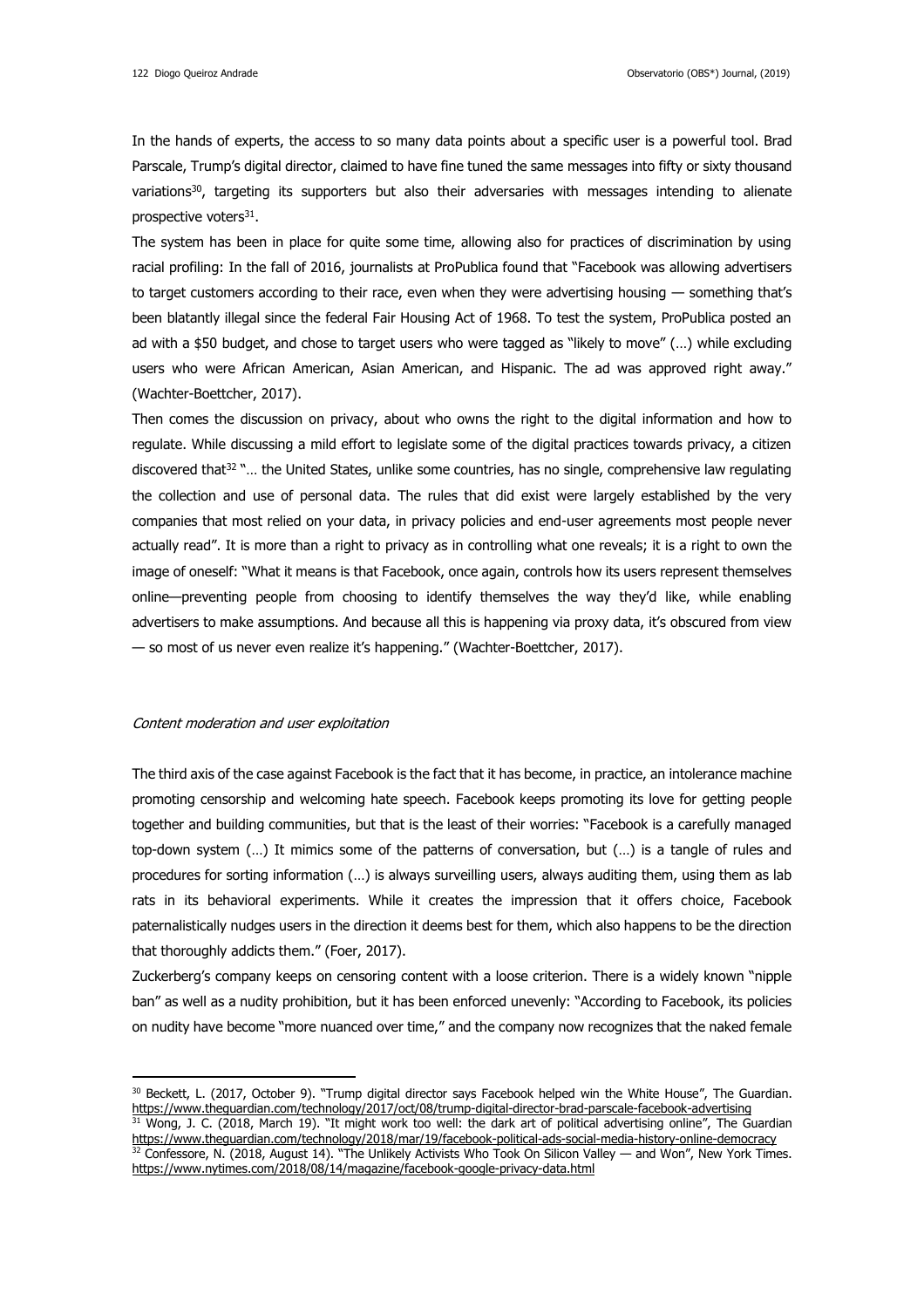In the hands of experts, the access to so many data points about a specific user is a powerful tool. Brad Parscale, Trump's digital director, claimed to have fine tuned the same messages into fifty or sixty thousand variations[30], targeting its supporters but also their adversaries with messages intending to alienate prospective voters[31].

The system has been in place for quite some time, allowing also for practices of discrimination by using racial profiling: In the fall of 2016, journalists at ProPublica found that "Facebook was allowing advertisers to target customers according to their race, even when they were advertising housing — something that's been blatantly illegal since the federal Fair Housing Act of 1968. To test the system, ProPublica posted an ad with a $50 budget, and chose to target users who were tagged as "likely to move" (…) while excluding users who were African American, Asian American, and Hispanic. The ad was approved right away." (Wachter-Boettcher, 2017).

Then comes the discussion on privacy, about who owns the right to the digital information and how to regulate. While discussing a mild effort to legislate some of the digital practices towards privacy, a citizen discovered that[32] "… the United States, unlike some countries, has no single, comprehensive law regulating the collection and use of personal data. The rules that did exist were largely established by the very companies that most relied on your data, in privacy policies and end-user agreements most people never actually read". It is more than a right to privacy as in controlling what one reveals; it is a right to own the image of oneself: "What it means is that Facebook, once again, controls how its users represent themselves online—preventing people from choosing to identify themselves the way they'd like, while enabling advertisers to make assumptions. And because all this is happening via proxy data, it's obscured from view — so most of us never even realize it's happening." (Wachter-Boettcher, 2017).

### *Content moderation and user exploitation*

The third axis of the case against Facebook is the fact that it has become, in practice, an intolerance machine promoting censorship and welcoming hate speech. Facebook keeps promoting its love for getting people together and building communities, but that is the least of their worries: "Facebook is a carefully managed top-down system (…) It mimics some of the patterns of conversation, but (…) is a tangle of rules and procedures for sorting information (…) is always surveilling users, always auditing them, using them as lab rats in its behavioral experiments. While it creates the impression that it offers choice, Facebook paternalistically nudges users in the direction it deems best for them, which also happens to be the direction that thoroughly addicts them." (Foer, 2017).

Zuckerberg's company keeps on censoring content with a loose criterion. There is a widely known "nipple ban" as well as a nudity prohibition, but it has been enforced unevenly: "According to Facebook, its policies on nudity have become "more nuanced over time," and the company now recognizes that the naked female

---

[30] Beckett, L. (2017, October 9). "Trump digital director says Facebook helped win the White House", The Guardian. https://www.theguardian.com/technology/2017/oct/08/trump-digital-director-brad-parscale-facebook-advertising

[31] Wong, J. C. (2018, March 19). "It might work too well: the dark art of political advertising online", The Guardian https://www.theguardian.com/technology/2018/mar/19/facebook-political-ads-social-media-history-online-democracy

[32] Confessore, N. (2018, August 14). "The Unlikely Activists Who Took On Silicon Valley — and Won", New York Times. https://www.nytimes.com/2018/08/14/magazine/facebook-google-privacy-data.html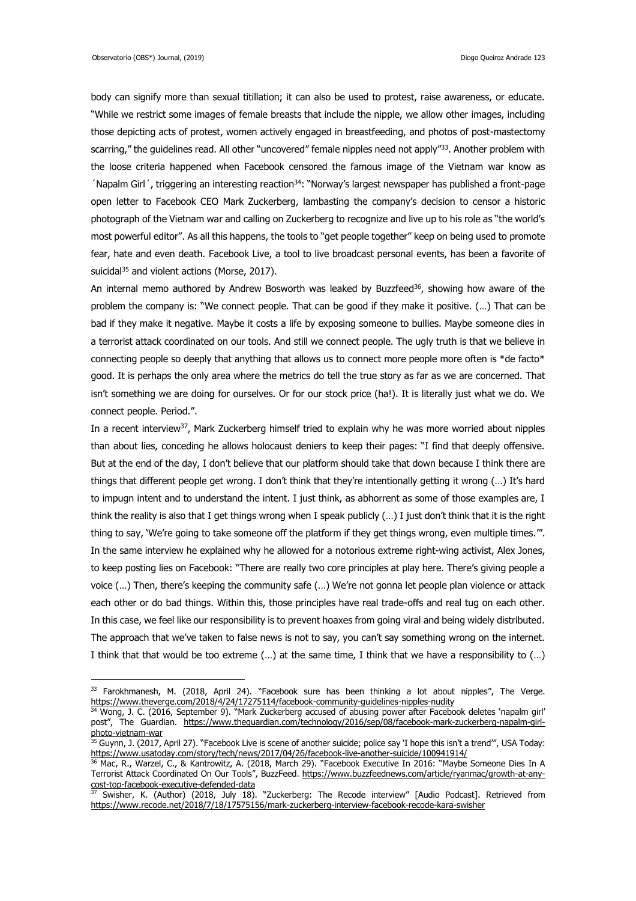body can signify more than sexual titillation; it can also be used to protest, raise awareness, or educate. "While we restrict some images of female breasts that include the nipple, we allow other images, including those depicting acts of protest, women actively engaged in breastfeeding, and photos of post-mastectomy scarring," the guidelines read. All other "uncovered" female nipples need not apply"[33]. Another problem with the loose criteria happened when Facebook censored the famous image of the Vietnam war know as ´Napalm Girl´, triggering an interesting reaction[34]: "Norway's largest newspaper has published a front-page open letter to Facebook CEO Mark Zuckerberg, lambasting the company's decision to censor a historic photograph of the Vietnam war and calling on Zuckerberg to recognize and live up to his role as "the world's most powerful editor". As all this happens, the tools to "get people together" keep on being used to promote fear, hate and even death. Facebook Live, a tool to live broadcast personal events, has been a favorite of suicidal[35] and violent actions (Morse, 2017).

An internal memo authored by Andrew Bosworth was leaked by Buzzfeed[36], showing how aware of the problem the company is: "We connect people. That can be good if they make it positive. (…) That can be bad if they make it negative. Maybe it costs a life by exposing someone to bullies. Maybe someone dies in a terrorist attack coordinated on our tools. And still we connect people. The ugly truth is that we believe in connecting people so deeply that anything that allows us to connect more people more often is *de facto* good. It is perhaps the only area where the metrics do tell the true story as far as we are concerned. That isn't something we are doing for ourselves. Or for our stock price (ha!). It is literally just what we do. We connect people. Period.".

In a recent interview[37], Mark Zuckerberg himself tried to explain why he was more worried about nipples than about lies, conceding he allows holocaust deniers to keep their pages: "I find that deeply offensive. But at the end of the day, I don't believe that our platform should take that down because I think there are things that different people get wrong. I don't think that they're intentionally getting it wrong (…) It's hard to impugn intent and to understand the intent. I just think, as abhorrent as some of those examples are, I think the reality is also that I get things wrong when I speak publicly (…) I just don't think that it is the right thing to say, 'We're going to take someone off the platform if they get things wrong, even multiple times.'". In the same interview he explained why he allowed for a notorious extreme right-wing activist, Alex Jones, to keep posting lies on Facebook: "There are really two core principles at play here. There's giving people a voice (…) Then, there's keeping the community safe (…) We're not gonna let people plan violence or attack each other or do bad things. Within this, those principles have real trade-offs and real tug on each other. In this case, we feel like our responsibility is to prevent hoaxes from going viral and being widely distributed. The approach that we've taken to false news is not to say, you can't say something wrong on the internet. I think that that would be too extreme (…) at the same time, I think that we have a responsibility to (…)

---

[33] Farokhmanesh, M. (2018, April 24). "Facebook sure has been thinking a lot about nipples", The Verge. https://www.theverge.com/2018/4/24/17275114/facebook-community-guidelines-nipples-nudity

[34] Wong, J. C. (2016, September 9). "Mark Zuckerberg accused of abusing power after Facebook deletes 'napalm girl' post", The Guardian. https://www.theguardian.com/technology/2016/sep/08/facebook-mark-zuckerberg-napalm-girl-photo-vietnam-war

[35] Guynn, J. (2017, April 27). "Facebook Live is scene of another suicide; police say 'I hope this isn't a trend'", USA Today: https://www.usatoday.com/story/tech/news/2017/04/26/facebook-live-another-suicide/100941914/

[36] Mac, R., Warzel, C., & Kantrowitz, A. (2018, March 29). "Facebook Executive In 2016: "Maybe Someone Dies In A Terrorist Attack Coordinated On Our Tools", BuzzFeed. https://www.buzzfeednews.com/article/ryanmac/growth-at-any-cost-top-facebook-executive-defended-data

[37] Swisher, K. (Author) (2018, July 18). "Zuckerberg: The Recode interview" [Audio Podcast]. Retrieved from https://www.recode.net/2018/7/18/17575156/mark-zuckerberg-interview-facebook-recode-kara-swisher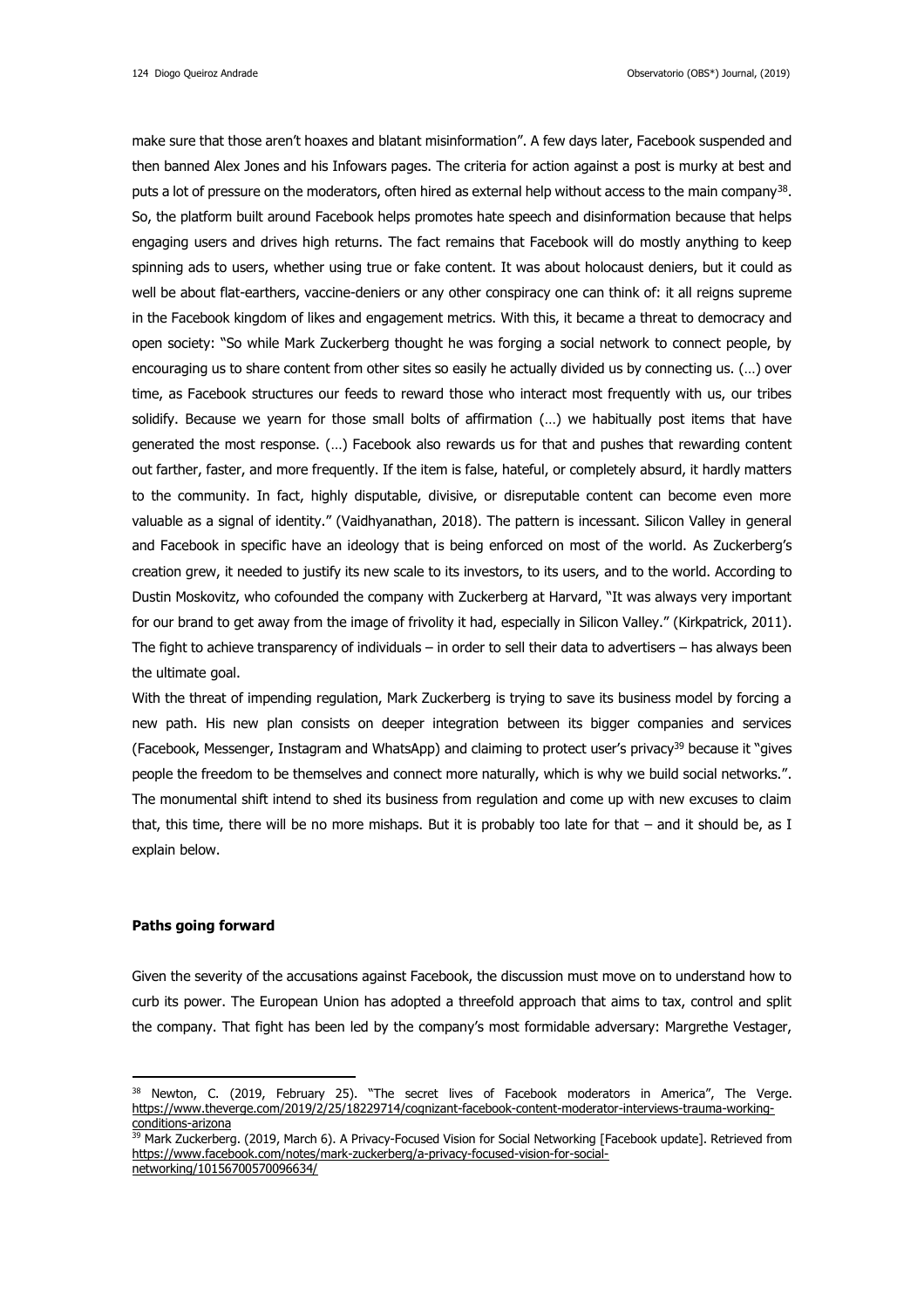make sure that those aren't hoaxes and blatant misinformation". A few days later, Facebook suspended and then banned Alex Jones and his Infowars pages. The criteria for action against a post is murky at best and puts a lot of pressure on the moderators, often hired as external help without access to the main company[38]. So, the platform built around Facebook helps promotes hate speech and disinformation because that helps engaging users and drives high returns. The fact remains that Facebook will do mostly anything to keep spinning ads to users, whether using true or fake content. It was about holocaust deniers, but it could as well be about flat-earthers, vaccine-deniers or any other conspiracy one can think of: it all reigns supreme in the Facebook kingdom of likes and engagement metrics. With this, it became a threat to democracy and open society: "So while Mark Zuckerberg thought he was forging a social network to connect people, by encouraging us to share content from other sites so easily he actually divided us by connecting us. (…) over time, as Facebook structures our feeds to reward those who interact most frequently with us, our tribes solidify. Because we yearn for those small bolts of affirmation (…) we habitually post items that have generated the most response. (…) Facebook also rewards us for that and pushes that rewarding content out farther, faster, and more frequently. If the item is false, hateful, or completely absurd, it hardly matters to the community. In fact, highly disputable, divisive, or disreputable content can become even more valuable as a signal of identity." (Vaidhyanathan, 2018). The pattern is incessant. Silicon Valley in general and Facebook in specific have an ideology that is being enforced on most of the world. As Zuckerberg's creation grew, it needed to justify its new scale to its investors, to its users, and to the world. According to Dustin Moskovitz, who cofounded the company with Zuckerberg at Harvard, "It was always very important for our brand to get away from the image of frivolity it had, especially in Silicon Valley." (Kirkpatrick, 2011). The fight to achieve transparency of individuals – in order to sell their data to advertisers – has always been the ultimate goal.

With the threat of impending regulation, Mark Zuckerberg is trying to save its business model by forcing a new path. His new plan consists on deeper integration between its bigger companies and services (Facebook, Messenger, Instagram and WhatsApp) and claiming to protect user's privacy[39] because it "gives people the freedom to be themselves and connect more naturally, which is why we build social networks.". The monumental shift intend to shed its business from regulation and come up with new excuses to claim that, this time, there will be no more mishaps. But it is probably too late for that – and it should be, as I explain below.

## Paths going forward

Given the severity of the accusations against Facebook, the discussion must move on to understand how to curb its power. The European Union has adopted a threefold approach that aims to tax, control and split the company. That fight has been led by the company's most formidable adversary: Margrethe Vestager,

---

[38] Newton, C. (2019, February 25). "The secret lives of Facebook moderators in America", The Verge. https://www.theverge.com/2019/2/25/18229714/cognizant-facebook-content-moderator-interviews-trauma-working-conditions-arizona

[39] Mark Zuckerberg. (2019, March 6). A Privacy-Focused Vision for Social Networking [Facebook update]. Retrieved from https://www.facebook.com/notes/mark-zuckerberg/a-privacy-focused-vision-for-social-networking/10156700570096634/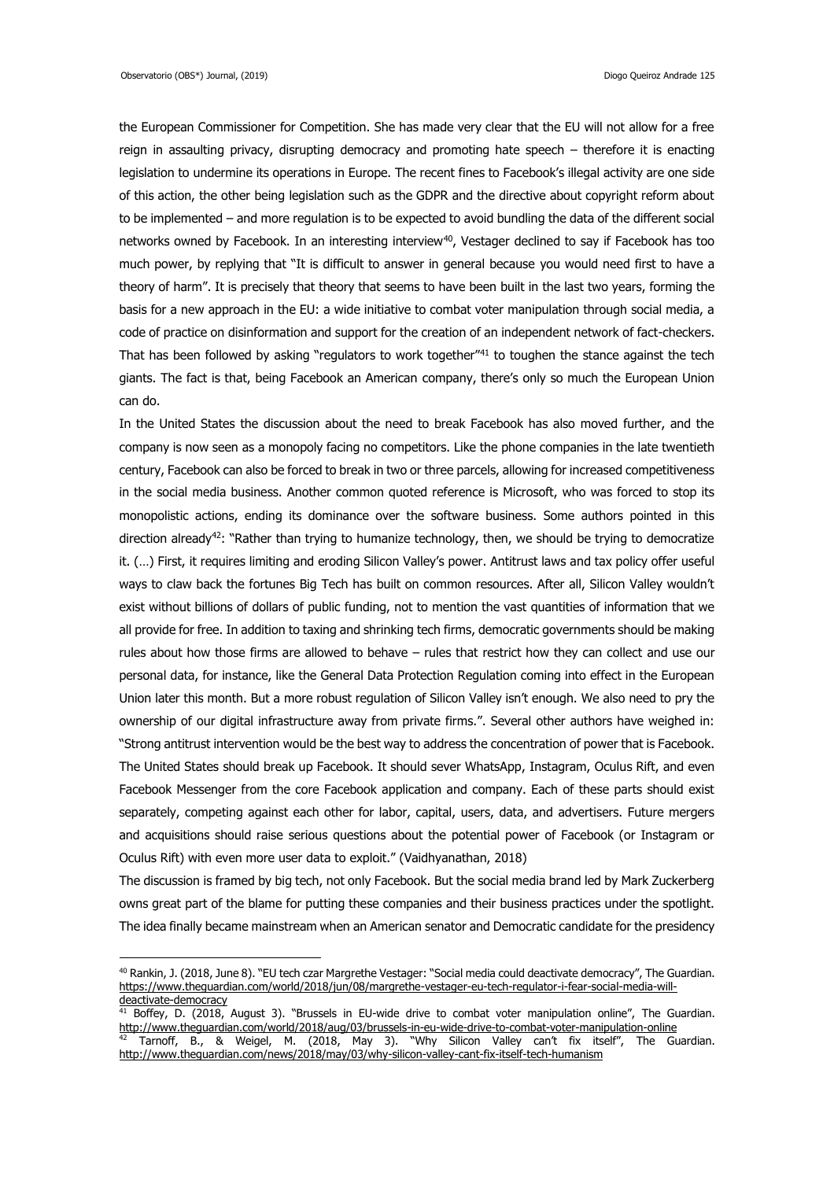the European Commissioner for Competition. She has made very clear that the EU will not allow for a free reign in assaulting privacy, disrupting democracy and promoting hate speech – therefore it is enacting legislation to undermine its operations in Europe. The recent fines to Facebook's illegal activity are one side of this action, the other being legislation such as the GDPR and the directive about copyright reform about to be implemented – and more regulation is to be expected to avoid bundling the data of the different social networks owned by Facebook. In an interesting interview[40], Vestager declined to say if Facebook has too much power, by replying that "It is difficult to answer in general because you would need first to have a theory of harm". It is precisely that theory that seems to have been built in the last two years, forming the basis for a new approach in the EU: a wide initiative to combat voter manipulation through social media, a code of practice on disinformation and support for the creation of an independent network of fact-checkers. That has been followed by asking "regulators to work together"[41] to toughen the stance against the tech giants. The fact is that, being Facebook an American company, there's only so much the European Union can do.

In the United States the discussion about the need to break Facebook has also moved further, and the company is now seen as a monopoly facing no competitors. Like the phone companies in the late twentieth century, Facebook can also be forced to break in two or three parcels, allowing for increased competitiveness in the social media business. Another common quoted reference is Microsoft, who was forced to stop its monopolistic actions, ending its dominance over the software business. Some authors pointed in this direction already[42]: "Rather than trying to humanize technology, then, we should be trying to democratize it. (…) First, it requires limiting and eroding Silicon Valley's power. Antitrust laws and tax policy offer useful ways to claw back the fortunes Big Tech has built on common resources. After all, Silicon Valley wouldn't exist without billions of dollars of public funding, not to mention the vast quantities of information that we all provide for free. In addition to taxing and shrinking tech firms, democratic governments should be making rules about how those firms are allowed to behave – rules that restrict how they can collect and use our personal data, for instance, like the General Data Protection Regulation coming into effect in the European Union later this month. But a more robust regulation of Silicon Valley isn't enough. We also need to pry the ownership of our digital infrastructure away from private firms.". Several other authors have weighed in: "Strong antitrust intervention would be the best way to address the concentration of power that is Facebook. The United States should break up Facebook. It should sever WhatsApp, Instagram, Oculus Rift, and even Facebook Messenger from the core Facebook application and company. Each of these parts should exist separately, competing against each other for labor, capital, users, data, and advertisers. Future mergers and acquisitions should raise serious questions about the potential power of Facebook (or Instagram or Oculus Rift) with even more user data to exploit." (Vaidhyanathan, 2018)

The discussion is framed by big tech, not only Facebook. But the social media brand led by Mark Zuckerberg owns great part of the blame for putting these companies and their business practices under the spotlight. The idea finally became mainstream when an American senator and Democratic candidate for the presidency

---

[40] Rankin, J. (2018, June 8). "EU tech czar Margrethe Vestager: "Social media could deactivate democracy", The Guardian. https://www.theguardian.com/world/2018/jun/08/margrethe-vestager-eu-tech-regulator-i-fear-social-media-will-deactivate-democracy

[41] Boffey, D. (2018, August 3). "Brussels in EU-wide drive to combat voter manipulation online", The Guardian. http://www.theguardian.com/world/2018/aug/03/brussels-in-eu-wide-drive-to-combat-voter-manipulation-online

[42] Tarnoff, B., & Weigel, M. (2018, May 3). "Why Silicon Valley can't fix itself", The Guardian. http://www.theguardian.com/news/2018/may/03/why-silicon-valley-cant-fix-itself-tech-humanism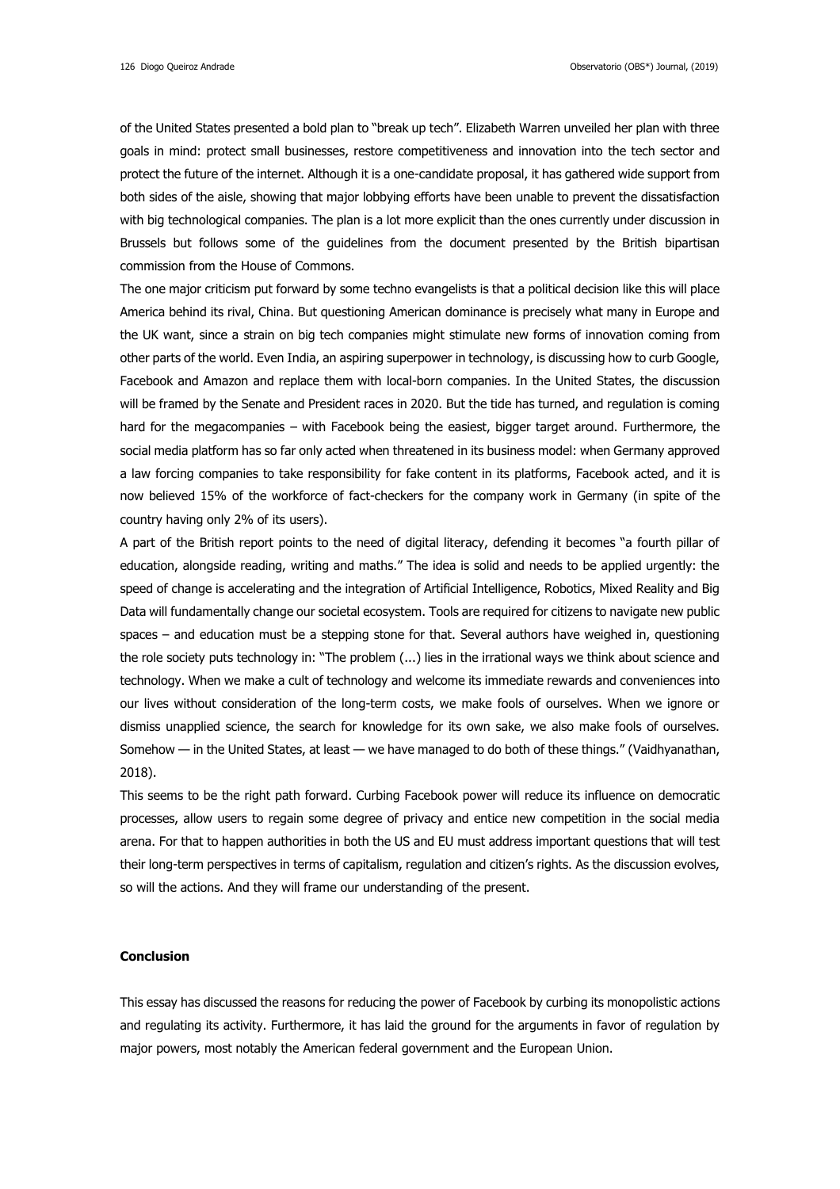of the United States presented a bold plan to "break up tech". Elizabeth Warren unveiled her plan with three goals in mind: protect small businesses, restore competitiveness and innovation into the tech sector and protect the future of the internet. Although it is a one-candidate proposal, it has gathered wide support from both sides of the aisle, showing that major lobbying efforts have been unable to prevent the dissatisfaction with big technological companies. The plan is a lot more explicit than the ones currently under discussion in Brussels but follows some of the guidelines from the document presented by the British bipartisan commission from the House of Commons.

The one major criticism put forward by some techno evangelists is that a political decision like this will place America behind its rival, China. But questioning American dominance is precisely what many in Europe and the UK want, since a strain on big tech companies might stimulate new forms of innovation coming from other parts of the world. Even India, an aspiring superpower in technology, is discussing how to curb Google, Facebook and Amazon and replace them with local-born companies. In the United States, the discussion will be framed by the Senate and President races in 2020. But the tide has turned, and regulation is coming hard for the megacompanies – with Facebook being the easiest, bigger target around. Furthermore, the social media platform has so far only acted when threatened in its business model: when Germany approved a law forcing companies to take responsibility for fake content in its platforms, Facebook acted, and it is now believed 15% of the workforce of fact-checkers for the company work in Germany (in spite of the country having only 2% of its users).

A part of the British report points to the need of digital literacy, defending it becomes "a fourth pillar of education, alongside reading, writing and maths." The idea is solid and needs to be applied urgently: the speed of change is accelerating and the integration of Artificial Intelligence, Robotics, Mixed Reality and Big Data will fundamentally change our societal ecosystem. Tools are required for citizens to navigate new public spaces – and education must be a stepping stone for that. Several authors have weighed in, questioning the role society puts technology in: "The problem (...) lies in the irrational ways we think about science and technology. When we make a cult of technology and welcome its immediate rewards and conveniences into our lives without consideration of the long-term costs, we make fools of ourselves. When we ignore or dismiss unapplied science, the search for knowledge for its own sake, we also make fools of ourselves. Somehow — in the United States, at least — we have managed to do both of these things." (Vaidhyanathan, 2018).

This seems to be the right path forward. Curbing Facebook power will reduce its influence on democratic processes, allow users to regain some degree of privacy and entice new competition in the social media arena. For that to happen authorities in both the US and EU must address important questions that will test their long-term perspectives in terms of capitalism, regulation and citizen's rights. As the discussion evolves, so will the actions. And they will frame our understanding of the present.

## Conclusion

This essay has discussed the reasons for reducing the power of Facebook by curbing its monopolistic actions and regulating its activity. Furthermore, it has laid the ground for the arguments in favor of regulation by major powers, most notably the American federal government and the European Union.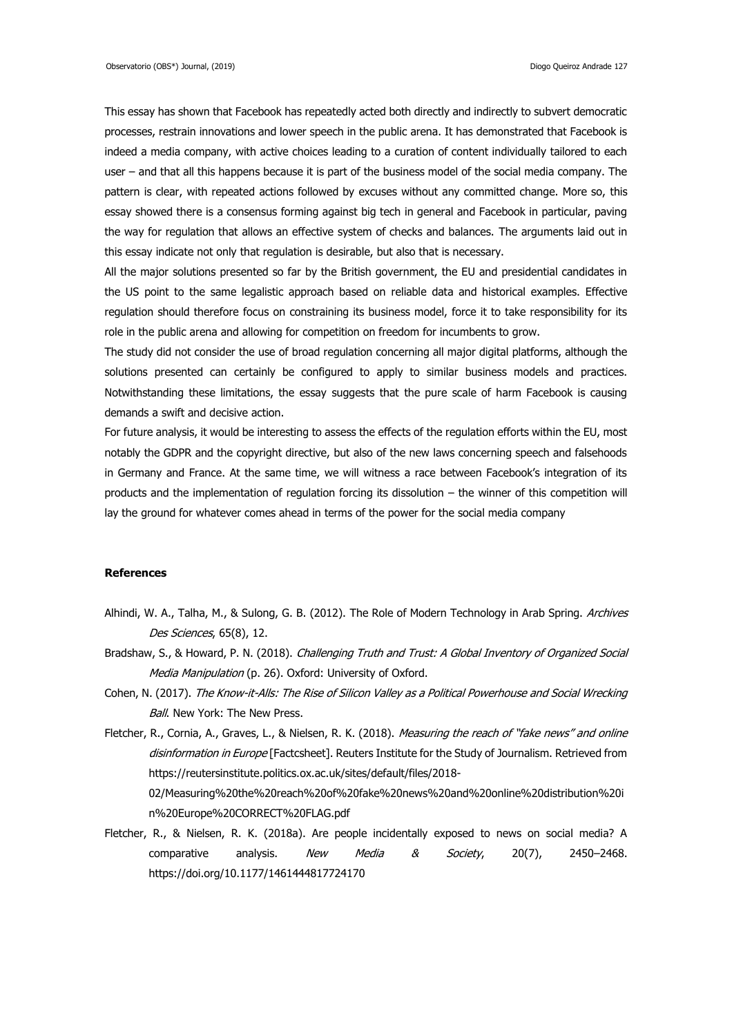This essay has shown that Facebook has repeatedly acted both directly and indirectly to subvert democratic processes, restrain innovations and lower speech in the public arena. It has demonstrated that Facebook is indeed a media company, with active choices leading to a curation of content individually tailored to each user – and that all this happens because it is part of the business model of the social media company. The pattern is clear, with repeated actions followed by excuses without any committed change. More so, this essay showed there is a consensus forming against big tech in general and Facebook in particular, paving the way for regulation that allows an effective system of checks and balances. The arguments laid out in this essay indicate not only that regulation is desirable, but also that is necessary.

All the major solutions presented so far by the British government, the EU and presidential candidates in the US point to the same legalistic approach based on reliable data and historical examples. Effective regulation should therefore focus on constraining its business model, force it to take responsibility for its role in the public arena and allowing for competition on freedom for incumbents to grow.

The study did not consider the use of broad regulation concerning all major digital platforms, although the solutions presented can certainly be configured to apply to similar business models and practices. Notwithstanding these limitations, the essay suggests that the pure scale of harm Facebook is causing demands a swift and decisive action.

For future analysis, it would be interesting to assess the effects of the regulation efforts within the EU, most notably the GDPR and the copyright directive, but also of the new laws concerning speech and falsehoods in Germany and France. At the same time, we will witness a race between Facebook's integration of its products and the implementation of regulation forcing its dissolution – the winner of this competition will lay the ground for whatever comes ahead in terms of the power for the social media company

## References

Alhindi, W. A., Talha, M., & Sulong, G. B. (2012). The Role of Modern Technology in Arab Spring. *Archives Des Sciences*, 65(8), 12.

Bradshaw, S., & Howard, P. N. (2018). *Challenging Truth and Trust: A Global Inventory of Organized Social Media Manipulation* (p. 26). Oxford: University of Oxford.

Cohen, N. (2017). *The Know-it-Alls: The Rise of Silicon Valley as a Political Powerhouse and Social Wrecking Ball*. New York: The New Press.

Fletcher, R., Cornia, A., Graves, L., & Nielsen, R. K. (2018). *Measuring the reach of "fake news" and online disinformation in Europe* [Factcsheet]. Reuters Institute for the Study of Journalism. Retrieved from https://reutersinstitute.politics.ox.ac.uk/sites/default/files/2018-02/Measuring%20the%20reach%20of%20fake%20news%20and%20online%20distribution%20in%20Europe%20CORRECT%20FLAG.pdf

Fletcher, R., & Nielsen, R. K. (2018a). Are people incidentally exposed to news on social media? A comparative analysis. *New Media & Society*, 20(7), 2450–2468. https://doi.org/10.1177/1461444817724170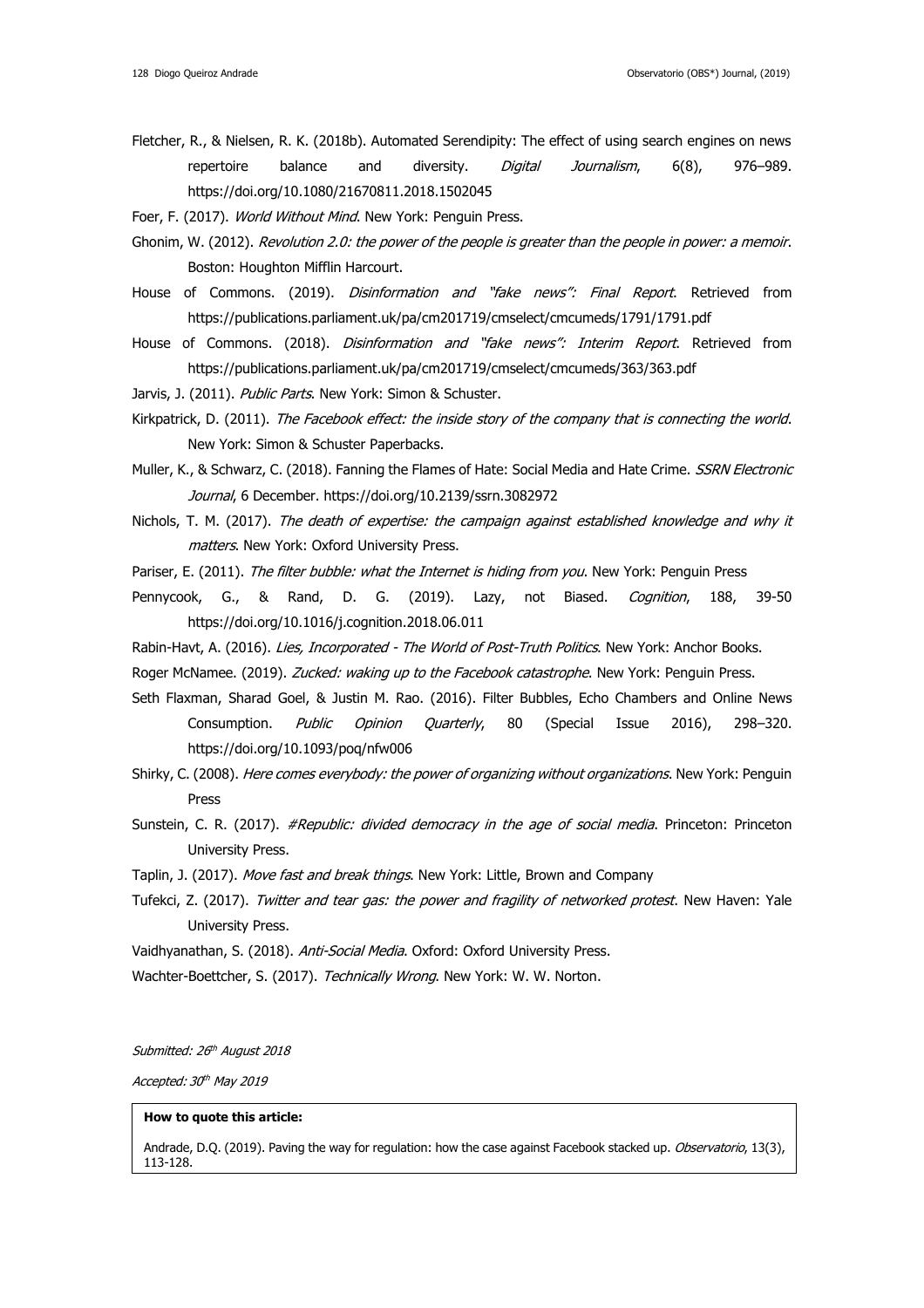Fletcher, R., & Nielsen, R. K. (2018b). Automated Serendipity: The effect of using search engines on news repertoire balance and diversity. *Digital Journalism*, 6(8), 976–989. https://doi.org/10.1080/21670811.2018.1502045

Foer, F. (2017). *World Without Mind*. New York: Penguin Press.

Ghonim, W. (2012). *Revolution 2.0: the power of the people is greater than the people in power: a memoir*. Boston: Houghton Mifflin Harcourt.

House of Commons. (2019). *Disinformation and "fake news": Final Report*. Retrieved from https://publications.parliament.uk/pa/cm201719/cmselect/cmcumeds/1791/1791.pdf

House of Commons. (2018). *Disinformation and "fake news": Interim Report*. Retrieved from https://publications.parliament.uk/pa/cm201719/cmselect/cmcumeds/363/363.pdf

Jarvis, J. (2011). *Public Parts*. New York: Simon & Schuster.

Kirkpatrick, D. (2011). *The Facebook effect: the inside story of the company that is connecting the world*. New York: Simon & Schuster Paperbacks.

Muller, K., & Schwarz, C. (2018). Fanning the Flames of Hate: Social Media and Hate Crime. *SSRN Electronic Journal*, 6 December. https://doi.org/10.2139/ssrn.3082972

Nichols, T. M. (2017). *The death of expertise: the campaign against established knowledge and why it matters*. New York: Oxford University Press.

Pariser, E. (2011). *The filter bubble: what the Internet is hiding from you*. New York: Penguin Press

Pennycook, G., & Rand, D. G. (2019). Lazy, not Biased. *Cognition*, 188, 39-50 https://doi.org/10.1016/j.cognition.2018.06.011

Rabin-Havt, A. (2016). *Lies, Incorporated - The World of Post-Truth Politics*. New York: Anchor Books.

Roger McNamee. (2019). *Zucked: waking up to the Facebook catastrophe*. New York: Penguin Press.

Seth Flaxman, Sharad Goel, & Justin M. Rao. (2016). Filter Bubbles, Echo Chambers and Online News Consumption. *Public Opinion Quarterly*, 80 (Special Issue 2016), 298–320. https://doi.org/10.1093/poq/nfw006

Shirky, C. (2008). *Here comes everybody: the power of organizing without organizations*. New York: Penguin Press

Sunstein, C. R. (2017). *#Republic: divided democracy in the age of social media*. Princeton: Princeton University Press.

Taplin, J. (2017). *Move fast and break things*. New York: Little, Brown and Company

Tufekci, Z. (2017). *Twitter and tear gas: the power and fragility of networked protest*. New Haven: Yale University Press.

Vaidhyanathan, S. (2018). *Anti-Social Media*. Oxford: Oxford University Press.

Wachter-Boettcher, S. (2017). *Technically Wrong*. New York: W. W. Norton.

*Submitted: 26th August 2018*

*Accepted: 30th May 2019*

**How to quote this article:**

Andrade, D.Q. (2019). Paving the way for regulation: how the case against Facebook stacked up. *Observatorio*, 13(3), 113-128.